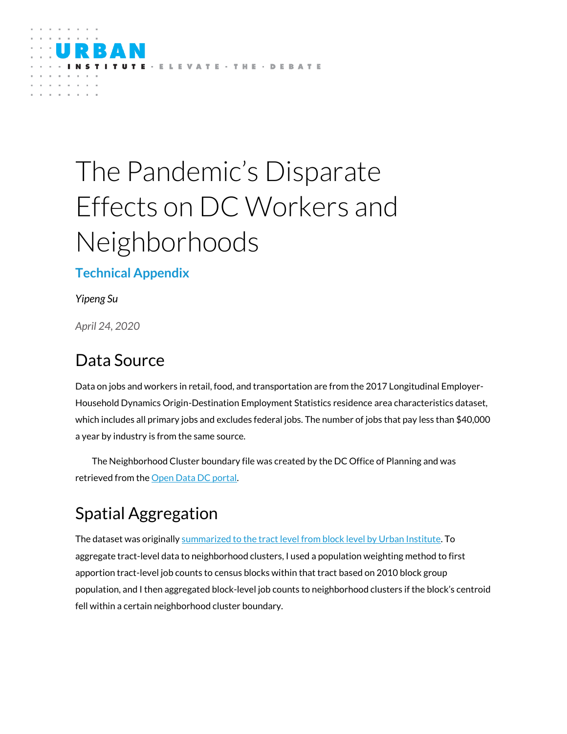# The Pandemic's Disparate Effects on DC Workers and Neighborhoods

## Technical Appendix

*Yipeng Su*

*April 24, 2020*

## Data Source

Data on jobs and workers in retail, food, and transportation are from the 2017 Longitudinal Employer-Household Dynamics Origin-Destination Employment Statistics residence area characteristics dataset, which includes all primary jobs and excludes federal jobs. The number of jobs that pay less than $40,000 a year by industry is from the same source.

The Neighborhood Cluster boundary file was created by the DC Office of Planning and was retrieved from the Open Data DC portal.

## Spatial Aggregation

The dataset was originally summarized to the tract level from block level by Urban Institute. To aggregate tract-level data to neighborhood clusters, I used a population weighting method to first apportion tract-level job counts to census blocks within that tract based on 2010 block group population, and I then aggregated block-level job counts to neighborhood clusters if the block's centroid fell within a certain neighborhood cluster boundary.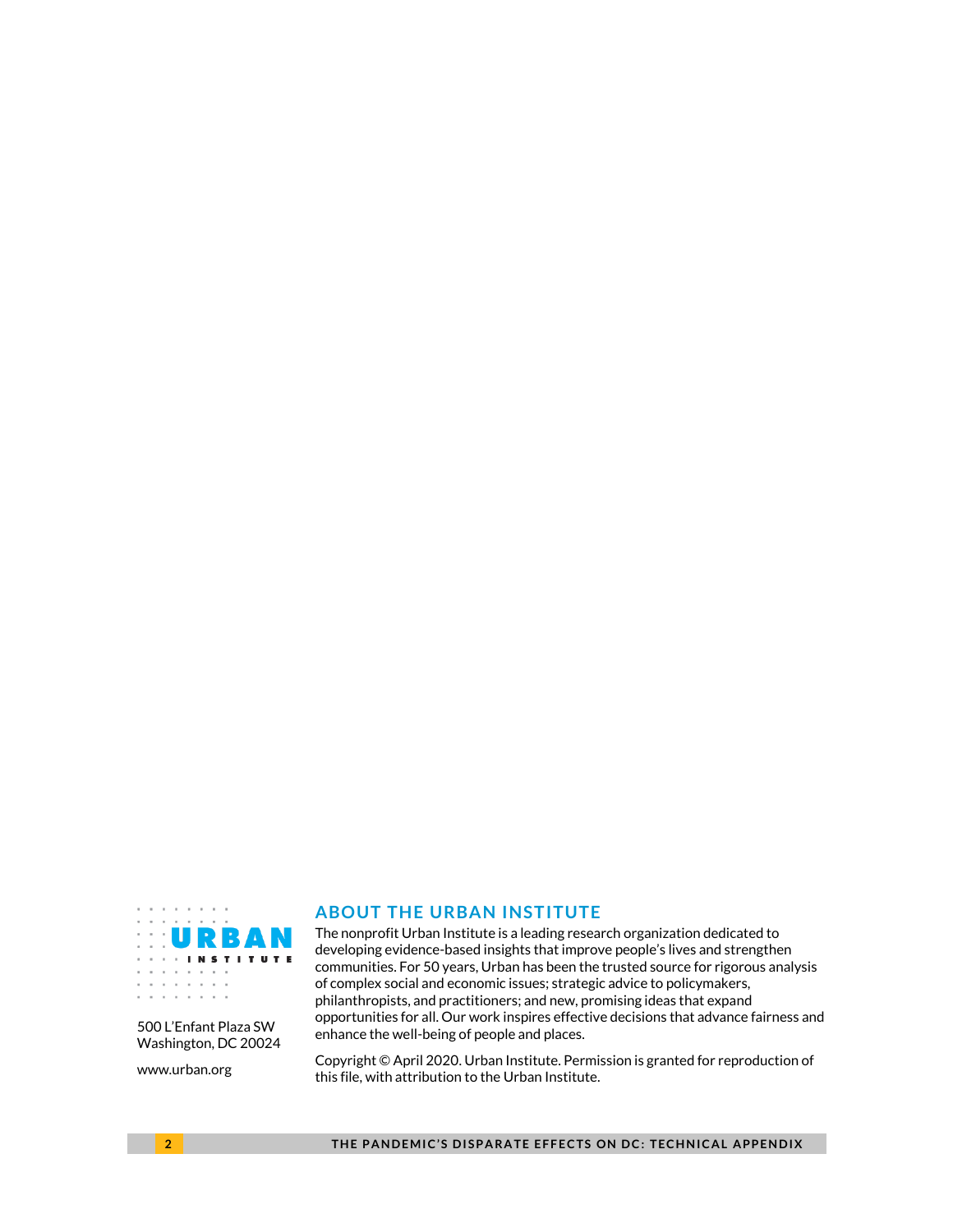URBAN INSTITUTE

500 L'Enfant Plaza SW
Washington, DC 20024

www.urban.org

## ABOUT THE URBAN INSTITUTE

The nonprofit Urban Institute is a leading research organization dedicated to developing evidence-based insights that improve people's lives and strengthen communities. For 50 years, Urban has been the trusted source for rigorous analysis of complex social and economic issues; strategic advice to policymakers, philanthropists, and practitioners; and new, promising ideas that expand opportunities for all. Our work inspires effective decisions that advance fairness and enhance the well-being of people and places.

Copyright © April 2020. Urban Institute. Permission is granted for reproduction of this file, with attribution to the Urban Institute.